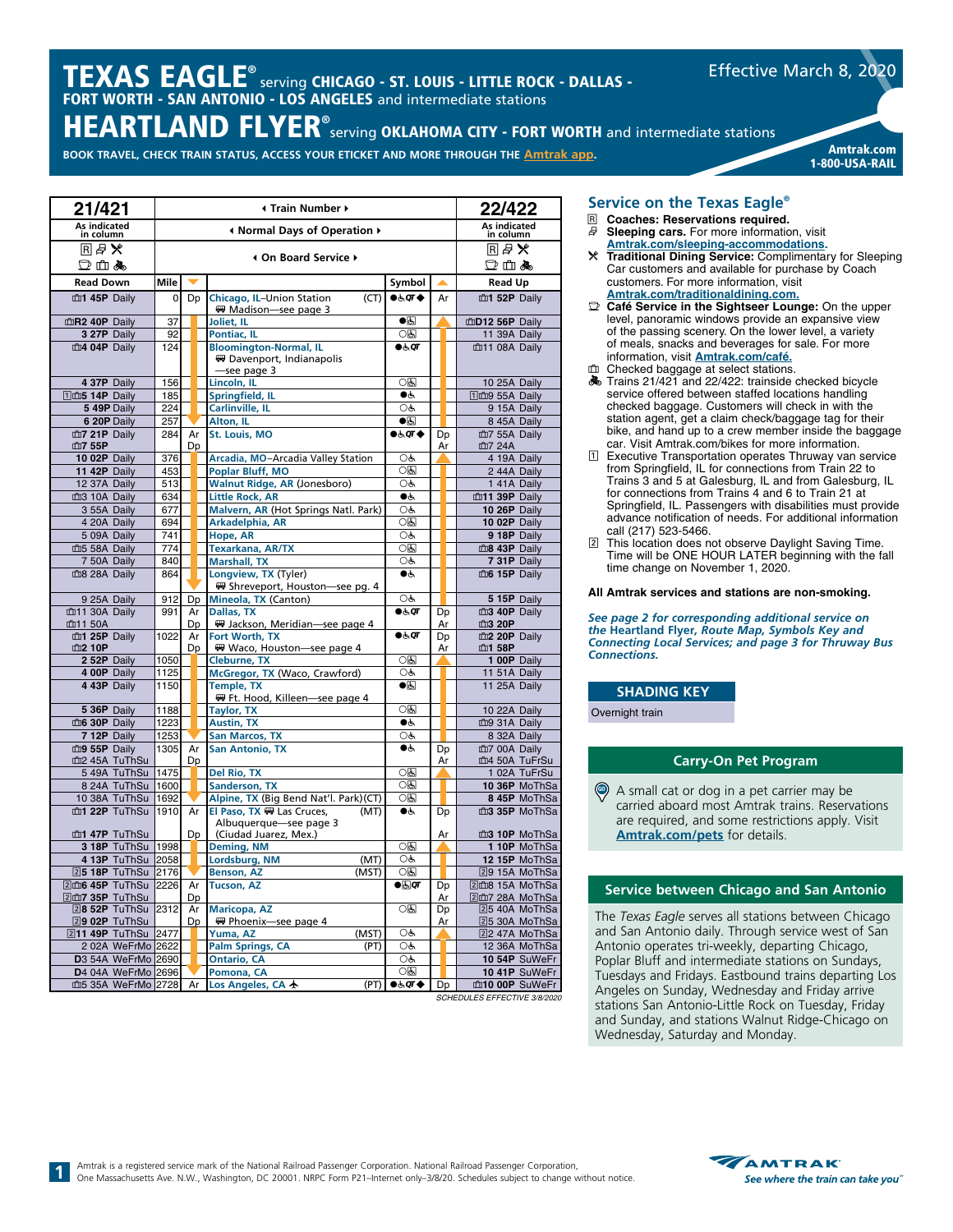# TEXAS EAGLE® serving CHICAGO - ST. LOUIS - LITTLE ROCK - DALLAS - FORT WORTH - SAN ANTONIO - LOS ANGELES and intermediate stations

# HEARTLAND FLYER® serving OKLAHOMA CITY - FORT WORTH and intermediate stations

Effective March 8, 2020

BOOK TRAVEL, CHECK TRAIN STATUS, ACCESS YOUR ETICKET AND MORE THROUGH THE Amtrak app.

Amtrak.com
1-800-USA-RAIL

| 21/421 | Train Number | | | | | 22/422 |
|---|---|---|---|---|---|---|
| As indicated in column | Normal Days of Operation | | | | | As indicated in column |
| R 🛏 ✕ ☕ 🧳 🚲 | On Board Service | | | | | R 🛏 ✕ ☕ 🧳 🚲 |
| Read Down | Mile | | | Symbol | | Read Up |
| 🧳1 45P Daily | 0 | Dp | Chicago, IL–Union Station (CT) 🚌 Madison—see page 3 | ●♿QT◆ | Ar | 🧳1 52P Daily |
| 🧳R2 40P Daily | 37 | | Joliet, IL | ●♿ | | 🧳D12 56P Daily |
| 3 27P Daily | 92 | | Pontiac, IL | ○♿ | | 11 39A Daily |
| 🧳4 04P Daily | 124 | | Bloomington-Normal, IL 🚌 Davenport, Indianapolis—see page 3 | ●♿QT | | 🧳11 08A Daily |
| 4 37P Daily | 156 | | Lincoln, IL | ○♿ | | 10 25A Daily |
| 1🧳5 14P Daily | 185 | | Springfield, IL | ●♿ | | 1🧳9 55A Daily |
| 5 49P Daily | 224 | | Carlinville, IL | ○♿ | | 9 15A Daily |
| 6 20P Daily | 257 | | Alton, IL | ●♿ | | 8 45A Daily |
| 🧳7 21P Daily | 284 | Ar | St. Louis, MO | ●♿QT◆ | Dp | 🧳7 55A Daily |
| 🧳7 55P | | Dp | | | Ar | 🧳7 24A |
| 10 02P Daily | 376 | | Arcadia, MO–Arcadia Valley Station | ○♿ | | 4 19A Daily |
| 11 42P Daily | 453 | | Poplar Bluff, MO | ○♿ | | 2 44A Daily |
| 12 37A Daily | 513 | | Walnut Ridge, AR (Jonesboro) | ○♿ | | 1 41A Daily |
| 🧳3 10A Daily | 634 | | Little Rock, AR | ●♿ | | 🧳11 39P Daily |
| 3 55A Daily | 677 | | Malvern, AR (Hot Springs Natl. Park) | ○♿ | | 10 26P Daily |
| 4 20A Daily | 694 | | Arkadelphia, AR | ○♿ | | 10 02P Daily |
| 5 09A Daily | 741 | | Hope, AR | ○♿ | | 9 18P Daily |
| 🧳5 58A Daily | 774 | | Texarkana, AR/TX | ○♿ | | 🧳8 43P Daily |
| 7 50A Daily | 840 | | Marshall, TX | ○♿ | | 7 31P Daily |
| 🧳8 28A Daily | 864 | | Longview, TX (Tyler) 🚌 Shreveport, Houston—see pg. 4 | ●♿ | | 🧳6 15P Daily |
| 9 25A Daily | 912 | Dp | Mineola, TX (Canton) | ○♿ | | 5 15P Daily |
| 🧳11 30A Daily | 991 | Ar | Dallas, TX | ●♿QT | Dp | 🧳3 40P Daily |
| 🧳11 50A | | Dp | 🚌 Jackson, Meridian—see page 4 | | Ar | 🧳3 20P |
| 🧳1 25P Daily | 1022 | Ar | Fort Worth, TX | ●♿QT | Dp | 🧳2 20P Daily |
| 🧳2 10P | | Dp | 🚌 Waco, Houston—see page 4 | | Ar | 🧳1 58P |
| 2 52P Daily | 1050 | | Cleburne, TX | ○♿ | | 1 00P Daily |
| 4 00P Daily | 1125 | | McGregor, TX (Waco, Crawford) | ○♿ | | 11 51A Daily |
| 4 43P Daily | 1150 | | Temple, TX 🚌 Ft. Hood, Killeen—see page 4 | ●♿ | | 11 25A Daily |
| 5 36P Daily | 1188 | | Taylor, TX | ○♿ | | 10 22A Daily |
| 🧳6 30P Daily | 1223 | | Austin, TX | ●♿ | | 🧳9 31A Daily |
| 7 12P Daily | 1253 | | San Marcos, TX | ○♿ | | 8 32A Daily |
| 🧳9 55P Daily | 1305 | Ar | San Antonio, TX | ●♿ | Dp | 🧳7 00A Daily |
| 🧳2 45A TuThSu | | Dp | | | Ar | 🧳4 50A TuFrSu |
| 5 49A TuThSu | 1475 | | Del Rio, TX | ○♿ | | 1 02A TuFrSu |
| 8 24A TuThSu | 1600 | | Sanderson, TX | ○♿ | | 10 36P MoThSa |
| 10 38A TuThSu | 1692 | | Alpine, TX (Big Bend Nat'l. Park)(CT) | ○♿ | | 8 45P MoThSa |
| 🧳1 22P TuThSu | 1910 | Ar | El Paso, TX 🚌 Las Cruces, Albuquerque—see page 3 (MT) | ●♿ | Dp | 🧳3 35P MoThSa |
| 🧳1 47P TuThSu | | Dp | (Ciudad Juarez, Mex.) | | Ar | 🧳3 10P MoThSa |
| 3 18P TuThSu | 1998 | | Deming, NM | ○♿ | | 1 10P MoThSa |
| 4 13P TuThSu | 2058 | | Lordsburg, NM (MT) | ○♿ | | 12 15P MoThSa |
| 25 18P TuThSu | 2176 | | Benson, AZ (MST) | ○♿ | | 29 15A MoThSa |
| 2🧳6 45P TuThSu | 2226 | Ar | Tucson, AZ | ●♿QT | Dp | 2🧳8 15A MoThSa |
| 2🧳7 35P TuThSu | | Dp | | | Ar | 2🧳7 28A MoThSa |
| 28 52P TuThSu | 2312 | Ar | Maricopa, AZ | ○♿ | Dp | 25 40A MoThSa |
| 29 02P TuThSu | | Dp | 🚌 Phoenix—see page 4 | | Ar | 25 30A MoThSa |
| 211 49P TuThSu | 2477 | | Yuma, AZ (MST) | ○♿ | | 22 47A MoThSa |
| 2 02A WeFrMo | 2622 | | Palm Springs, CA (PT) | ○♿ | | 12 36A MoThSa |
| D3 54A WeFrMo | 2690 | | Ontario, CA | ○♿ | | 10 54P SuWeFr |
| D4 04A WeFrMo | 2696 | | Pomona, CA | ○♿ | | 10 41P SuWeFr |
| 🧳5 35A WeFrMo | 2728 | Ar | Los Angeles, CA ✈ (PT) | ●♿QT◆ | Dp | 🧳10 00P SuWeFr |

SCHEDULES EFFECTIVE 3/8/2020

## Service on the Texas Eagle®

- R **Coaches: Reservations required.**
- 🛏 **Sleeping cars.** For more information, visit Amtrak.com/sleeping-accommodations.
- ✕ **Traditional Dining Service:** Complimentary for Sleeping Car customers and available for purchase by Coach customers. For more information, visit Amtrak.com/traditionaldining.com.
- ☕ **Café Service in the Sightseer Lounge:** On the upper level, panoramic windows provide an expansive view of the passing scenery. On the lower level, a variety of meals, snacks and beverages for sale. For more information, visit Amtrak.com/café.
- 🧳 Checked baggage at select stations.
- 🚲 Trains 21/421 and 22/422: trainside checked bicycle service offered between staffed locations handling checked baggage. Customers will check in with the station agent, get a claim check/baggage tag for their bike, and hand up to a crew member inside the baggage car. Visit Amtrak.com/bikes for more information.
- 1 Executive Transportation operates Thruway van service from Springfield, IL for connections from Train 22 to Trains 3 and 5 at Galesburg, IL and from Galesburg, IL for connections from Trains 4 and 6 to Train 21 at Springfield, IL. Passengers with disabilities must provide advance notification of needs. For additional information call (217) 523-5466.
- 2 This location does not observe Daylight Saving Time. Time will be ONE HOUR LATER beginning with the fall time change on November 1, 2020.

**All Amtrak services and stations are non-smoking.**

*See page 2 for corresponding additional service on the Heartland Flyer, Route Map, Symbols Key and Connecting Local Services; and page 3 for Thruway Bus Connections.*

**SHADING KEY**

Overnight train

### Carry-On Pet Program

A small cat or dog in a pet carrier may be carried aboard most Amtrak trains. Reservations are required, and some restrictions apply. Visit Amtrak.com/pets for details.

### Service between Chicago and San Antonio

The *Texas Eagle* serves all stations between Chicago and San Antonio daily. Through service west of San Antonio operates tri-weekly, departing Chicago, Poplar Bluff and intermediate stations on Sundays, Tuesdays and Fridays. Eastbound trains departing Los Angeles on Sunday, Wednesday and Friday arrive stations San Antonio-Little Rock on Tuesday, Friday and Sunday, and stations Walnut Ridge-Chicago on Wednesday, Saturday and Monday.

Amtrak is a registered service mark of the National Railroad Passenger Corporation. National Railroad Passenger Corporation, One Massachusetts Ave. N.W., Washington, DC 20001. NRPC Form P21–Internet only–3/8/20. Schedules subject to change without notice.

AMTRAK — See where the train can take you™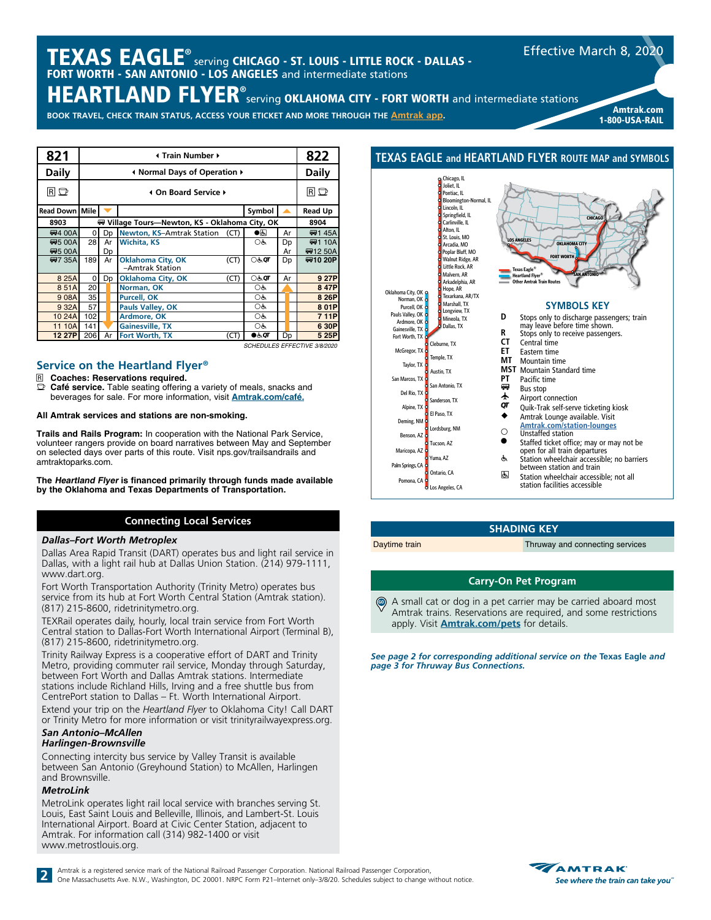# TEXAS EAGLE® serving CHICAGO - ST. LOUIS - LITTLE ROCK - DALLAS - FORT WORTH - SAN ANTONIO - LOS ANGELES and intermediate stations

# HEARTLAND FLYER® serving OKLAHOMA CITY - FORT WORTH and intermediate stations

Effective March 8, 2020

BOOK TRAVEL, CHECK TRAIN STATUS, ACCESS YOUR ETICKET AND MORE THROUGH THE Amtrak app.

Amtrak.com
1-800-USA-RAIL

| 821 | | | Train Number | | | 822 |
|---|---|---|---|---|---|---|
| Daily | | | Normal Days of Operation | | | Daily |
| R ☕ | | | On Board Service | | | R ☕ |
| Read Down | Mile | ▼ | | Symbol | ▲ | Read Up |
| 8903 | | | Village Tours—Newton, KS - Oklahoma City, OK | | | 8904 |
| 🚌4 00A | 0 | Dp | Newton, KS–Amtrak Station (CT) | ● | Ar | 🚌1 45A |
| 🚌5 00A | 28 | Ar | Wichita, KS | ○♿ | Dp | 🚌1 10A |
| 🚌5 00A | | Dp | | | Ar | 🚌12 50A |
| 🚌7 35A | 189 | Ar | Oklahoma City, OK –Amtrak Station (CT) | ○♿QT | Dp | 🚌10 20P |
| 8 25A | 0 | Dp | Oklahoma City, OK (CT) | ○♿QT | Ar | 9 27P |
| 8 51A | 20 | | Norman, OK | ○♿ | | 8 47P |
| 9 08A | 35 | | Purcell, OK | ○♿ | | 8 26P |
| 9 32A | 57 | | Pauls Valley, OK | ○♿ | | 8 01P |
| 10 24A | 102 | | Ardmore, OK | ○♿ | | 7 11P |
| 11 10A | 141 | | Gainesville, TX | ○♿ | | 6 30P |
| 12 27P | 206 | Ar | Fort Worth, TX (CT) | ●♿QT | Dp | 5 25P |

SCHEDULES EFFECTIVE 3/8/2020

## Service on the Heartland Flyer®

R **Coaches: Reservations required.**
☕ **Café service.** Table seating offering a variety of meals, snacks and beverages for sale. For more information, visit **Amtrak.com/café.**

**All Amtrak services and stations are non-smoking.**

**Trails and Rails Program:** In cooperation with the National Park Service, volunteer rangers provide on board narratives between May and September on selected days over parts of this route. Visit nps.gov/trailsandrails and amtraktoparks.com.

**The *Heartland Flyer* is financed primarily through funds made available by the Oklahoma and Texas Departments of Transportation.**

## Connecting Local Services

### *Dallas–Fort Worth Metroplex*

Dallas Area Rapid Transit (DART) operates bus and light rail service in Dallas, with a light rail hub at Dallas Union Station. (214) 979-1111, www.dart.org.

Fort Worth Transportation Authority (Trinity Metro) operates bus service from its hub at Fort Worth Central Station (Amtrak station). (817) 215-8600, ridetrinitymetro.org.

TEXRail operates daily, hourly, local train service from Fort Worth Central station to Dallas-Fort Worth International Airport (Terminal B), (817) 215-8600, ridetrinitymetro.org.

Trinity Railway Express is a cooperative effort of DART and Trinity Metro, providing commuter rail service, Monday through Saturday, between Fort Worth and Dallas Amtrak stations. Intermediate stations include Richland Hills, Irving and a free shuttle bus from CentrePort station to Dallas – Ft. Worth International Airport.

Extend your trip on the *Heartland Flyer* to Oklahoma City! Call DART or Trinity Metro for more information or visit trinityrailwayexpress.org.

### *San Antonio–McAllen Harlingen-Brownsville*

Connecting intercity bus service by Valley Transit is available between San Antonio (Greyhound Station) to McAllen, Harlingen and Brownsville.

### *MetroLink*

MetroLink operates light rail local service with branches serving St. Louis, East Saint Louis and Belleville, Illinois, and Lambert-St. Louis International Airport. Board at Civic Center Station, adjacent to Amtrak. For information call (314) 982-1400 or visit www.metrostlouis.org.

## TEXAS EAGLE and HEARTLAND FLYER ROUTE MAP and SYMBOLS

Chicago, IL · Joliet, IL · Pontiac, IL · Bloomington-Normal, IL · Lincoln, IL · Springfield, IL · Carlinville, IL · Alton, IL · St. Louis, MO · Arcadia, MO · Poplar Bluff, MO · Walnut Ridge, AR · Little Rock, AR · Malvern, AR · Arkadelphia, AR · Hope, AR · Texarkana, AR/TX · Marshall, TX · Longview, TX · Mineola, TX · Dallas, TX · Cleburne, TX · Temple, TX · Austin, TX · San Antonio, TX · Sanderson, TX · El Paso, TX · Lordsburg, NM · Tucson, AZ · Yuma, AZ · Ontario, CA · Los Angeles, CA

Oklahoma City, OK · Norman, OK · Purcell, OK · Pauls Valley, OK · Ardmore, OK · Gainesville, TX · Fort Worth, TX · McGregor, TX · Taylor, TX · San Marcos, TX · Del Rio, TX · Alpine, TX · Deming, NM · Benson, AZ · Maricopa, AZ · Palm Springs, CA · Pomona, CA

Texas Eagle® · Heartland Flyer® · Other Amtrak Train Routes

### SYMBOLS KEY

- **D** Stops only to discharge passengers; train may leave before time shown.
- **R** Stops only to receive passengers.
- **CT** Central time
- **ET** Eastern time
- **MT** Mountain time
- **MST** Mountain Standard time
- **PT** Pacific time
- 🚌 Bus stop
- ✈ Airport connection
- QT Quik-Trak self-serve ticketing kiosk
- ◆ Amtrak Lounge available. Visit Amtrak.com/station-lounges
- ○ Unstaffed station
- ● Staffed ticket office; may or may not be open for all train departures
- ♿ Station wheelchair accessible; no barriers between station and train
- ♿ (boxed) Station wheelchair accessible; not all station facilities accessible

## SHADING KEY

| Daytime train | Thruway and connecting services |
|---|---|

## Carry-On Pet Program

A small cat or dog in a pet carrier may be carried aboard most Amtrak trains. Reservations are required, and some restrictions apply. Visit **Amtrak.com/pets** for details.

***See page 2 for corresponding additional service on the Texas Eagle and page 3 for Thruway Bus Connections.***

Amtrak is a registered service mark of the National Railroad Passenger Corporation. National Railroad Passenger Corporation, One Massachusetts Ave. N.W., Washington, DC 20001. NRPC Form P21–Internet only–3/8/20. Schedules subject to change without notice.

AMTRAK — See where the train can take you™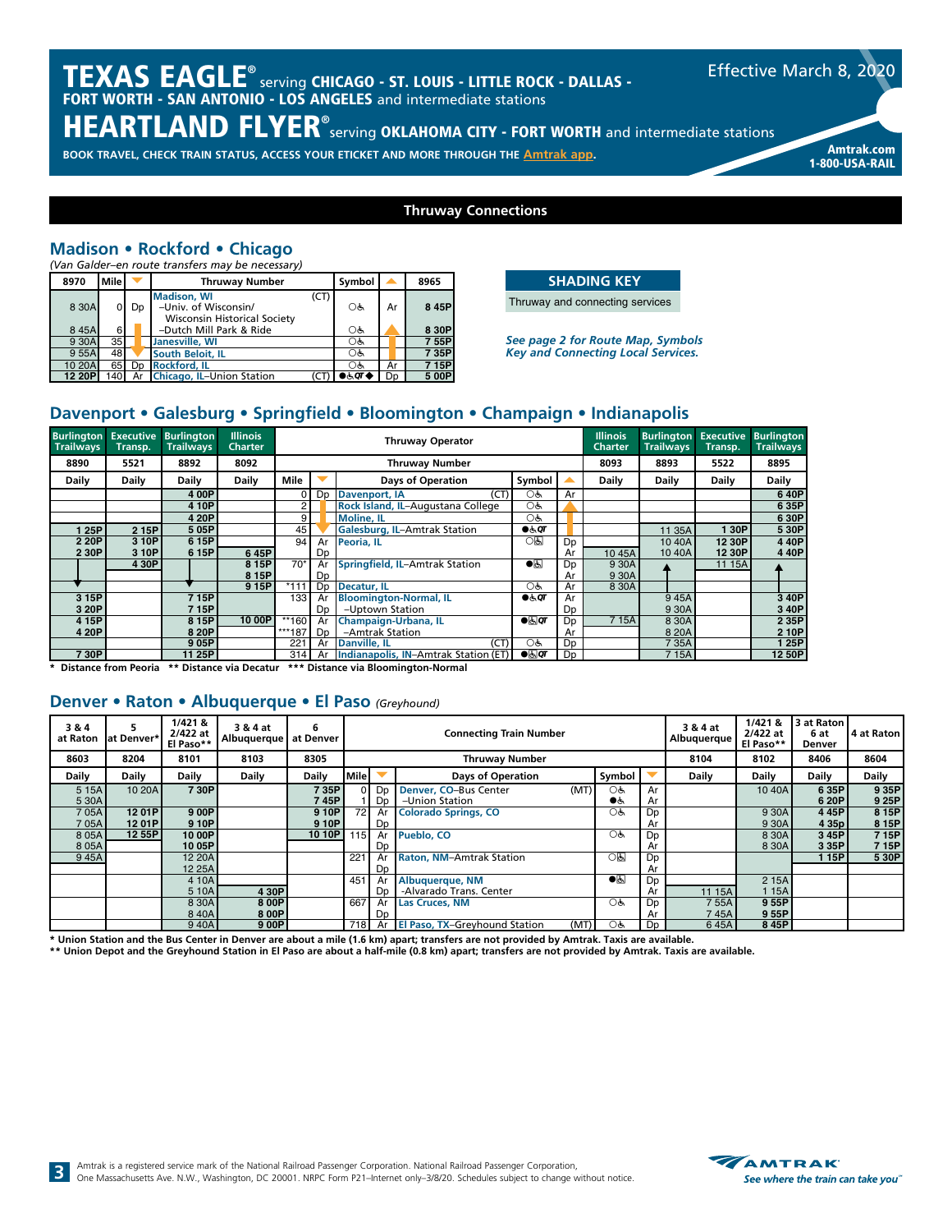# TEXAS EAGLE® serving CHICAGO - ST. LOUIS - LITTLE ROCK - DALLAS - FORT WORTH - SAN ANTONIO - LOS ANGELES and intermediate stations

# HEARTLAND FLYER® serving OKLAHOMA CITY - FORT WORTH and intermediate stations

Effective March 8, 2020

BOOK TRAVEL, CHECK TRAIN STATUS, ACCESS YOUR ETICKET AND MORE THROUGH THE Amtrak app.

Amtrak.com
1-800-USA-RAIL

## Thruway Connections

### Madison • Rockford • Chicago

*(Van Galder–en route transfers may be necessary)*

| 8970 | Mile | ▼ | Thruway Number | Symbol | ▲ | 8965 |
|---|---|---|---|---|---|---|
| 8 30A | 0 | Dp | Madison, WI (CT) –Univ. of Wisconsin/ Wisconsin Historical Society | ○♿ | Ar | 8 45P |
| 8 45A | 6 | | –Dutch Mill Park & Ride | ○♿ | | 8 30P |
| 9 30A | 35 | | Janesville, WI | ○♿ | | 7 55P |
| 9 55A | 48 | | South Beloit, IL | ○♿ | | 7 35P |
| 10 20A | 65 | Dp | Rockford, IL | ○♿ | Ar | 7 15P |
| 12 20P | 140 | Ar | Chicago, IL–Union Station (CT) | ●♿QT◆ | Dp | 5 00P |

**SHADING KEY**

Thruway and connecting services

***See page 2 for Route Map, Symbols Key and Connecting Local Services.***

### Davenport • Galesburg • Springfield • Bloomington • Champaign • Indianapolis

| Burlington Trailways | Executive Transp. | Burlington Trailways | Illinois Charter | Thruway Operator | | | | | Illinois Charter | Burlington Trailways | Executive Transp. | Burlington Trailways |
|---|---|---|---|---|---|---|---|---|---|---|---|---|
| 8890 | 5521 | 8892 | 8092 | Thruway Number | | | | | 8093 | 8893 | 5522 | 8895 |
| Daily | Daily | Daily | Daily | Mile | ▼ | Days of Operation | Symbol | ▲ | Daily | Daily | Daily | Daily |
| | | 4 00P | | 0 | Dp | Davenport, IA (CT) | ○♿ | Ar | | | | 6 40P |
| | | 4 10P | | 2 | | Rock Island, IL–Augustana College | ○♿ | | | | | 6 35P |
| | | 4 20P | | 9 | | Moline, IL | ○♿ | | | | | 6 30P |
| 1 25P | 2 15P | 5 05P | | 45 | | Galesburg, IL–Amtrak Station | ●♿QT | | | 11 35A | 1 30P | 5 30P |
| 2 20P | 3 10P | 6 15P | | 94 | Ar | Peoria, IL | ○♿ | Dp | | 10 40A | 12 30P | 4 40P |
| 2 30P | 3 10P | 6 15P | 6 45P | | Dp | | | Ar | 10 45A | 10 40A | 12 30P | 4 40P |
| ↓ | 4 30P | | 8 15P | 70* | Ar | Springfield, IL–Amtrak Station | ●♿ | Dp | 9 30A | ↑ | 11 15A | ↑ |
| | | | 8 15P | | Dp | | | Ar | 9 30A | | | |
| | | ↓ | 9 15P | *111 | Dp | Decatur, IL | ○♿ | Ar | 8 30A | | | |
| 3 15P | | 7 15P | | 133 | Ar | Bloomington-Normal, IL | ●♿QT | Ar | | 9 45A | | 3 40P |
| 3 20P | | 7 15P | | | Dp | –Uptown Station | | Dp | | 9 30A | | 3 40P |
| 4 15P | | 8 15P | 10 00P | **160 | Ar | Champaign-Urbana, IL | ●♿QT | Dp | 7 15A | 8 30A | | 2 35P |
| 4 20P | | 8 20P | | ***187 | Dp | –Amtrak Station | | Ar | | 8 20A | | 2 10P |
| | | 9 05P | | 221 | Ar | Danville, IL (CT) | ○♿ | Dp | | 7 35A | | 1 25P |
| 7 30P | | 11 25P | | 314 | Ar | Indianapolis, IN–Amtrak Station (ET) | ●♿QT | Dp | | 7 15A | | 12 50P |

\* Distance from Peoria ** Distance via Decatur *** Distance via Bloomington-Normal

### Denver • Raton • Albuquerque • El Paso *(Greyhound)*

| 3 & 4 at Raton | 5 at Denver* | 1/421 & 2/422 at El Paso** | 3 & 4 at Albuquerque | 6 at Denver | Connecting Train Number | | | | | 3 & 4 at Albuquerque | 1/421 & 2/422 at El Paso** | 3 at Raton 6 at Denver | 4 at Raton |
|---|---|---|---|---|---|---|---|---|---|---|---|---|---|
| 8603 | 8204 | 8101 | 8103 | 8305 | Thruway Number | | | | | 8104 | 8102 | 8406 | 8604 |
| Daily | Daily | Daily | Daily | Daily | Mile | ▼ | Days of Operation | Symbol | ▼ | Daily | Daily | Daily | Daily |
| 5 15A | 10 20A | 7 30P | | 7 35P | 0 | Dp | Denver, CO–Bus Center (MT) | ○♿ | Ar | | 10 40A | 6 35P | 9 35P |
| 5 30A | | | | 7 45P | 1 | Dp | –Union Station | ●♿ | Ar | | | 6 20P | 9 25P |
| 7 05A | 12 01P | 9 00P | | 9 10P | 72 | Ar | Colorado Springs, CO | ○♿ | Dp | | 9 30A | 4 45P | 8 15P |
| 7 05A | 12 01P | 9 10P | | 9 10P | | Dp | | | Ar | | 9 30A | 4 35p | 8 15P |
| 8 05A | 12 55P | 10 00P | | 10 10P | 115 | Ar | Pueblo, CO | ○♿ | Dp | | 8 30A | 3 45P | 7 15P |
| 8 05A | | 10 05P | | | | Dp | | | Ar | | 8 30A | 3 35P | 7 15P |
| 9 45A | | 12 20A | | | 221 | Ar | Raton, NM–Amtrak Station | ○♿ | Dp | | | 1 15P | 5 30P |
| | | 12 25A | | | | Dp | | | Ar | | | | |
| | | 4 10A | | | 451 | Ar | Albuquerque, NM | ●♿ | Dp | | 2 15A | | |
| | | 5 10A | 4 30P | | | Dp | -Alvarado Trans. Center | | Ar | 11 15A | 1 15A | | |
| | | 8 30A | 8 00P | | 667 | Ar | Las Cruces, NM | ○♿ | Dp | 7 55A | 9 55P | | |
| | | 8 40A | 8 00P | | | Dp | | | Ar | 7 45A | 9 55P | | |
| | | 9 40A | 9 00P | | 718 | Ar | El Paso, TX–Greyhound Station (MT) | ○♿ | Dp | 6 45A | 8 45P | | |

\* Union Station and the Bus Center in Denver are about a mile (1.6 km) apart; transfers are not provided by Amtrak. Taxis are available.

\** Union Depot and the Greyhound Station in El Paso are about a half-mile (0.8 km) apart; transfers are not provided by Amtrak. Taxis are available.

Amtrak is a registered service mark of the National Railroad Passenger Corporation. National Railroad Passenger Corporation, One Massachusetts Ave. N.W., Washington, DC 20001. NRPC Form P21–Internet only–3/8/20. Schedules subject to change without notice.

AMTRAK — See where the train can take you™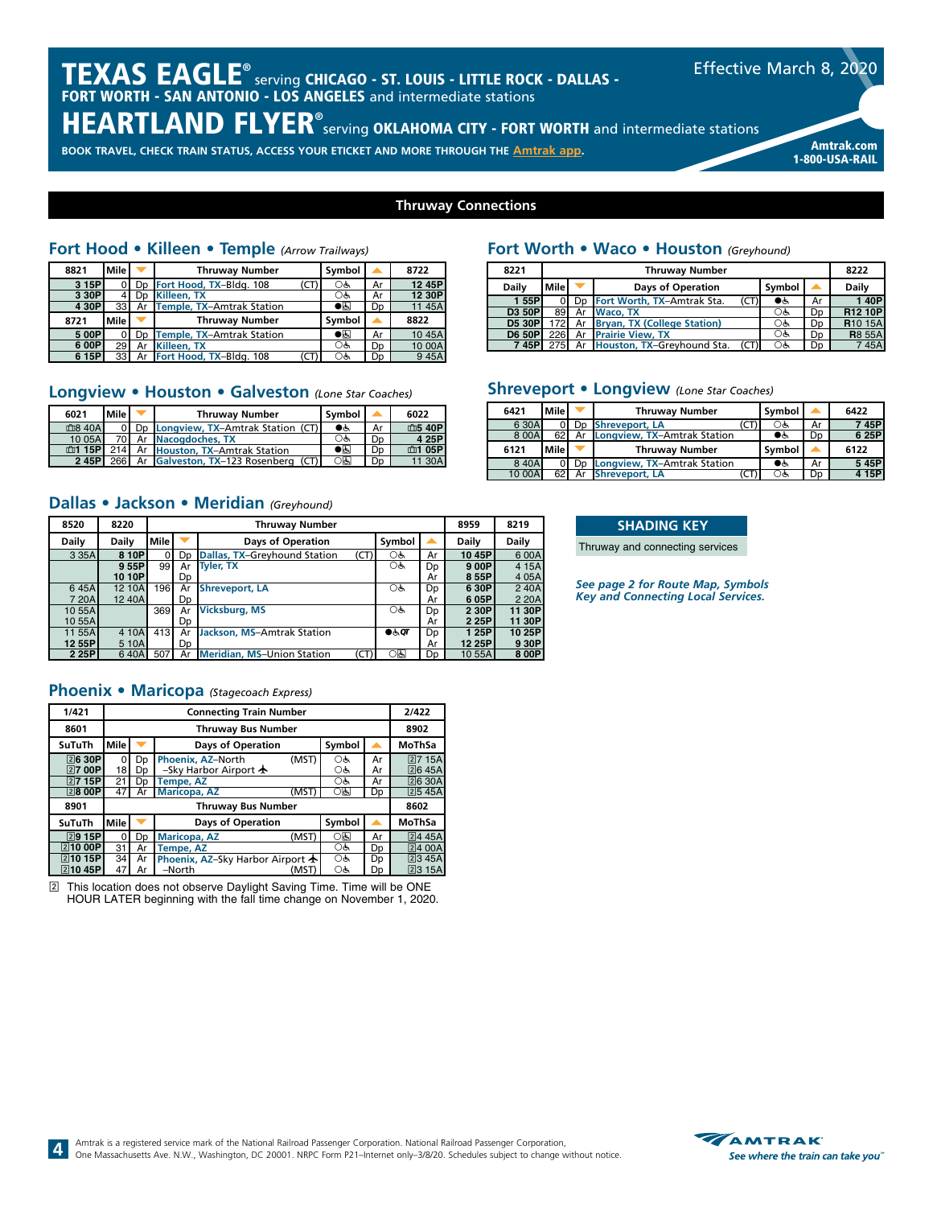# TEXAS EAGLE® serving CHICAGO - ST. LOUIS - LITTLE ROCK - DALLAS - FORT WORTH - SAN ANTONIO - LOS ANGELES and intermediate stations

# HEARTLAND FLYER® serving OKLAHOMA CITY - FORT WORTH and intermediate stations

Effective March 8, 2020

BOOK TRAVEL, CHECK TRAIN STATUS, ACCESS YOUR ETICKET AND MORE THROUGH THE Amtrak app.

Amtrak.com
1-800-USA-RAIL

## Thruway Connections

### Fort Hood • Killeen • Temple *(Arrow Trailways)*

| 8821 | Mile | ▼ | Thruway Number | Symbol | ▲ | 8722 |
|---|---|---|---|---|---|---|
| **3 15P** | 0 | Dp | Fort Hood, TX–Bldg. 108 (CT) | ○♿ | Ar | **12 45P** |
| **3 30P** | 4 | Dp | Killeen, TX | ○♿ | Ar | **12 30P** |
| **4 30P** | 33 | Ar | Temple, TX–Amtrak Station | ●♿ | Dp | 11 45A |
| **8721** | **Mile** | ▼ | **Thruway Number** | **Symbol** | ▲ | **8822** |
| **5 00P** | 0 | Dp | Temple, TX–Amtrak Station | ●♿ | Ar | 10 45A |
| **6 00P** | 29 | Ar | Killeen, TX | ○♿ | Dp | 10 00A |
| **6 15P** | 33 | Ar | Fort Hood, TX–Bldg. 108 (CT) | ○♿ | Dp | 9 45A |

### Fort Worth • Waco • Houston *(Greyhound)*

| 8221 | | | Thruway Number | | | 8222 |
|---|---|---|---|---|---|---|
| **Daily** | **Mile** | ▼ | **Days of Operation** | **Symbol** | ▲ | **Daily** |
| **1 55P** | 0 | Dp | Fort Worth, TX–Amtrak Sta. (CT) | ●♿ | Ar | **1 40P** |
| **D3 50P** | 89 | Ar | Waco, TX | ○♿ | Dp | **R12 10P** |
| **D5 30P** | 172 | Ar | Bryan, TX (College Station) | ○♿ | Dp | **R10 15A** |
| **D6 50P** | 226 | Ar | Prairie View, TX | ○♿ | Dp | **R8 55A** |
| **7 45P** | 275 | Ar | Houston, TX–Greyhound Sta. (CT) | ○♿ | Dp | 7 45A |

### Longview • Houston • Galveston *(Lone Star Coaches)*

| 6021 | Mile | ▼ | Thruway Number | Symbol | ▲ | 6022 |
|---|---|---|---|---|---|---|
| 🚌8 40A | 0 | Dp | Longview, TX–Amtrak Station (CT) | ●♿ | Ar | **🚌5 40P** |
| 10 05A | 70 | Ar | Nacogdoches, TX | ○♿ | Dp | **4 25P** |
| **🚌1 15P** | 214 | Ar | Houston, TX–Amtrak Station | ●♿ | Dp | **🚌1 05P** |
| **2 45P** | 266 | Ar | Galveston, TX–123 Rosenberg (CT) | ○♿ | Dp | 11 30A |

### Shreveport • Longview *(Lone Star Coaches)*

| 6421 | Mile | ▼ | Thruway Number | Symbol | ▲ | 6422 |
|---|---|---|---|---|---|---|
| 6 30A | 0 | Dp | Shreveport, LA (CT) | ○♿ | Ar | **7 45P** |
| 8 00A | 62 | Ar | Longview, TX–Amtrak Station | ●♿ | Dp | **6 25P** |
| **6121** | **Mile** | ▼ | **Thruway Number** | **Symbol** | ▲ | **6122** |
| 8 40A | 0 | Dp | Longview, TX–Amtrak Station | ●♿ | Ar | **5 45P** |
| 10 00A | 62 | Ar | Shreveport, LA (CT) | ○♿ | Dp | **4 15P** |

### Dallas • Jackson • Meridian *(Greyhound)*

| 8520 | 8220 | | | Thruway Number | | | 8959 | 8219 |
|---|---|---|---|---|---|---|---|---|
| **Daily** | **Daily** | **Mile** | ▼ | **Days of Operation** | **Symbol** | ▲ | **Daily** | **Daily** |
| 3 35A | **8 10P** | 0 | Dp | Dallas, TX–Greyhound Station (CT) | ○♿ | Ar | **10 45P** | 6 00A |
| | **9 55P** | 99 | Ar | Tyler, TX | ○♿ | Dp | **9 00P** | 4 15A |
| | **10 10P** | | Dp | | | Ar | **8 55P** | 4 05A |
| 6 45A | 12 10A | 196 | Ar | Shreveport, LA | ○♿ | Dp | **6 30P** | 2 40A |
| 7 20A | 12 40A | | Dp | | | Ar | **6 05P** | 2 20A |
| 10 55A | | 369 | Ar | Vicksburg, MS | ○♿ | Dp | **2 30P** | **11 30P** |
| 10 55A | | | Dp | | | Ar | **2 25P** | **11 30P** |
| 11 55A | 4 10A | 413 | Ar | Jackson, MS–Amtrak Station | ●♿QT | Dp | **1 25P** | **10 25P** |
| **12 55P** | 5 10A | | Dp | | | Ar | **12 25P** | **9 30P** |
| **2 25P** | 6 40A | 507 | Ar | Meridian, MS–Union Station (CT) | ○♿ | Dp | 10 55A | **8 00P** |

### SHADING KEY

Thruway and connecting services

***See page 2 for Route Map, Symbols Key and Connecting Local Services.***

### Phoenix • Maricopa *(Stagecoach Express)*

| 1/421 | | | Connecting Train Number | | | 2/422 |
|---|---|---|---|---|---|---|
| **8601** | | | **Thruway Bus Number** | | | **8902** |
| **SuTuTh** | **Mile** | ▼ | **Days of Operation** | **Symbol** | ▲ | **MoThSa** |
| **2 6 30P** | 0 | Dp | Phoenix, AZ–North (MST) | ○♿ | Ar | 2 7 15A |
| **2 7 00P** | 18 | Dp | –Sky Harbor Airport ✈ | ○♿ | Ar | 2 6 45A |
| **2 7 15P** | 21 | Dp | Tempe, AZ | ○♿ | Ar | 2 6 30A |
| **2 8 00P** | 47 | Ar | Maricopa, AZ (MST) | ○♿ | Dp | 2 5 45A |
| **8901** | | | **Thruway Bus Number** | | | **8602** |
| **SuTuTh** | **Mile** | ▼ | **Days of Operation** | **Symbol** | ▲ | **MoThSa** |
| **2 9 15P** | 0 | Dp | Maricopa, AZ (MST) | ○♿ | Ar | 2 4 45A |
| **2 10 00P** | 31 | Ar | Tempe, AZ | ○♿ | Dp | 2 4 00A |
| **2 10 15P** | 34 | Ar | Phoenix, AZ–Sky Harbor Airport ✈ | ○♿ | Dp | 2 3 45A |
| **2 10 45P** | 47 | Ar | –North (MST) | ○♿ | Dp | 2 3 15A |

2 This location does not observe Daylight Saving Time. Time will be ONE HOUR LATER beginning with the fall time change on November 1, 2020.

Amtrak is a registered service mark of the National Railroad Passenger Corporation. National Railroad Passenger Corporation, One Massachusetts Ave. N.W., Washington, DC 20001. NRPC Form P21–Internet only–3/8/20. Schedules subject to change without notice.

AMTRAK *See where the train can take you™*